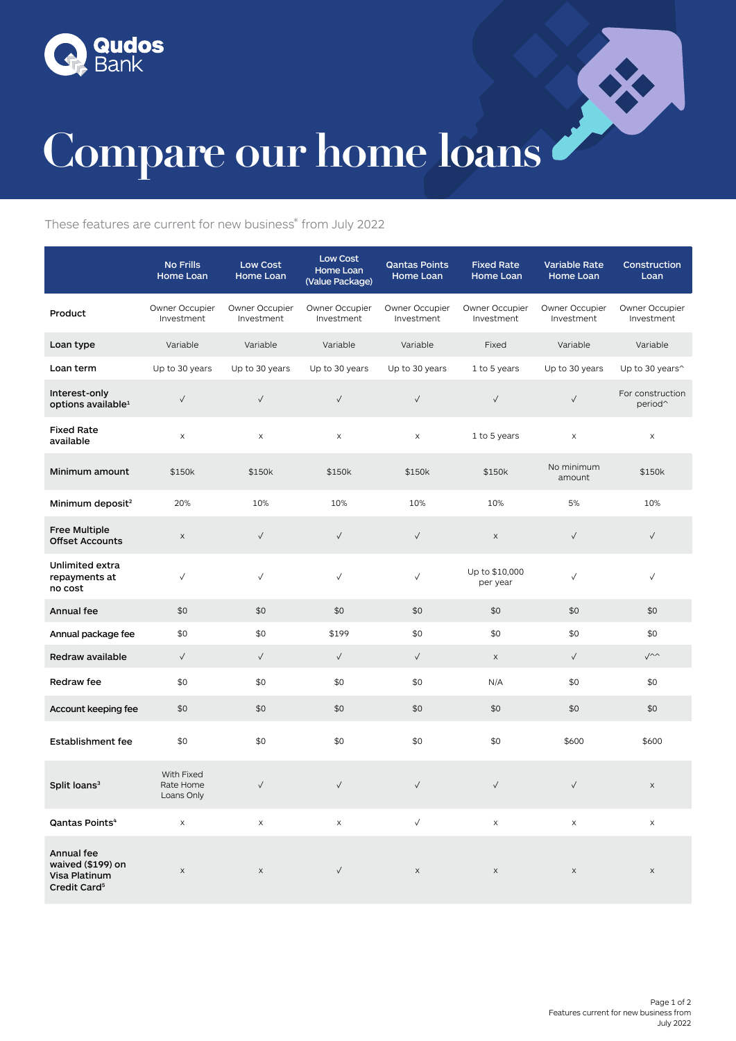Qudos Bank

# Compare our home loans

These features are current for new business* from July 2022

| | No Frills Home Loan | Low Cost Home Loan | Low Cost Home Loan (Value Package) | Qantas Points Home Loan | Fixed Rate Home Loan | Variable Rate Home Loan | Construction Loan |
|---|---|---|---|---|---|---|---|
| **Product** | Owner Occupier Investment | Owner Occupier Investment | Owner Occupier Investment | Owner Occupier Investment | Owner Occupier Investment | Owner Occupier Investment | Owner Occupier Investment |
| **Loan type** | Variable | Variable | Variable | Variable | Fixed | Variable | Variable |
| **Loan term** | Up to 30 years | Up to 30 years | Up to 30 years | Up to 30 years | 1 to 5 years | Up to 30 years | Up to 30 years^ |
| **Interest-only options available[1]** | √ | √ | √ | √ | √ | √ | For construction period^ |
| **Fixed Rate available** | x | x | x | x | 1 to 5 years | x | x |
| **Minimum amount** | $150k | $150k | $150k | $150k | $150k | No minimum amount | $150k |
| **Minimum deposit[2]** | 20% | 10% | 10% | 10% | 10% | 5% | 10% |
| **Free Multiple Offset Accounts** | x | √ | √ | √ | x | √ | √ |
| **Unlimited extra repayments at no cost** | √ | √ | √ | √ | Up to $10,000 per year | √ | √ |
| **Annual fee** | $0 | $0 | $0 | $0 | $0 | $0 | $0 |
| **Annual package fee** | $0 | $0 | $199 | $0 | $0 | $0 | $0 |
| **Redraw available** | √ | √ | √ | √ | x | √ | √^^ |
| **Redraw fee** | $0 | $0 | $0 | $0 | N/A | $0 | $0 |
| **Account keeping fee** | $0 | $0 | $0 | $0 | $0 | $0 | $0 |
| **Establishment fee** | $0 | $0 | $0 | $0 | $0 | $600 | $600 |
| **Split loans[3]** | With Fixed Rate Home Loans Only | √ | √ | √ | √ | √ | x |
| **Qantas Points[4]** | x | x | x | √ | x | x | x |
| **Annual fee waived ($199) on Visa Platinum Credit Card[5]** | x | x | √ | x | x | x | x |

Features current for new business from July 2022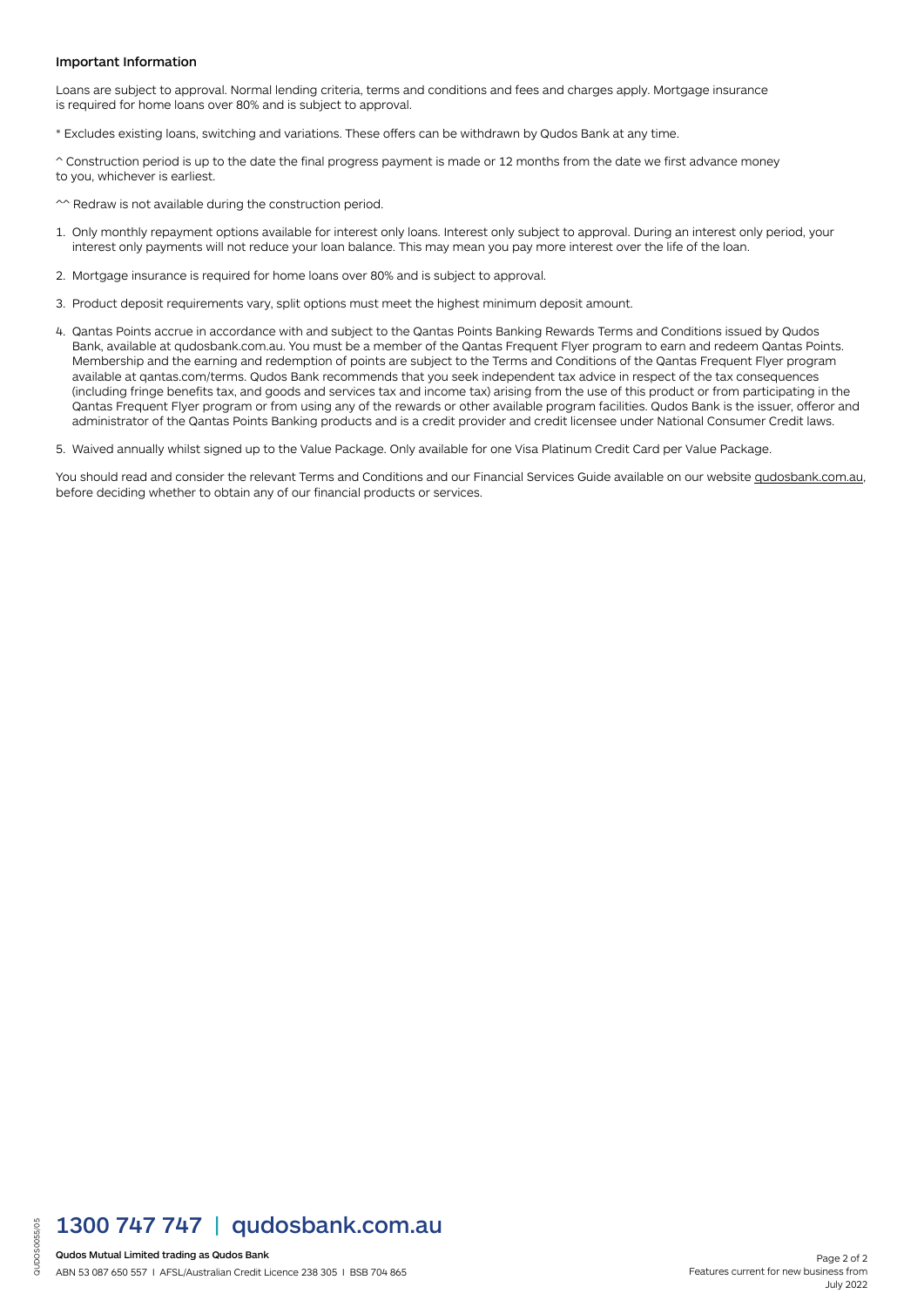### Important Information

Loans are subject to approval. Normal lending criteria, terms and conditions and fees and charges apply. Mortgage insurance is required for home loans over 80% and is subject to approval.

* Excludes existing loans, switching and variations. These offers can be withdrawn by Qudos Bank at any time.

^ Construction period is up to the date the final progress payment is made or 12 months from the date we first advance money to you, whichever is earliest.

^^ Redraw is not available during the construction period.

1. Only monthly repayment options available for interest only loans. Interest only subject to approval. During an interest only period, your interest only payments will not reduce your loan balance. This may mean you pay more interest over the life of the loan.
2. Mortgage insurance is required for home loans over 80% and is subject to approval.
3. Product deposit requirements vary, split options must meet the highest minimum deposit amount.
4. Qantas Points accrue in accordance with and subject to the Qantas Points Banking Rewards Terms and Conditions issued by Qudos Bank, available at qudosbank.com.au. You must be a member of the Qantas Frequent Flyer program to earn and redeem Qantas Points. Membership and the earning and redemption of points are subject to the Terms and Conditions of the Qantas Frequent Flyer program available at qantas.com/terms. Qudos Bank recommends that you seek independent tax advice in respect of the tax consequences (including fringe benefits tax, and goods and services tax and income tax) arising from the use of this product or from participating in the Qantas Frequent Flyer program or from using any of the rewards or other available program facilities. Qudos Bank is the issuer, offeror and administrator of the Qantas Points Banking products and is a credit provider and credit licensee under National Consumer Credit laws.
5. Waived annually whilst signed up to the Value Package. Only available for one Visa Platinum Credit Card per Value Package.

You should read and consider the relevant Terms and Conditions and our Financial Services Guide available on our website qudosbank.com.au, before deciding whether to obtain any of our financial products or services.

## 1300 747 747 | qudosbank.com.au

**Qudos Mutual Limited trading as Qudos Bank**

ABN 53 087 650 557 I AFSL/Australian Credit Licence 238 305 I BSB 704 865

QUDOS0055/05

Features current for new business from July 2022